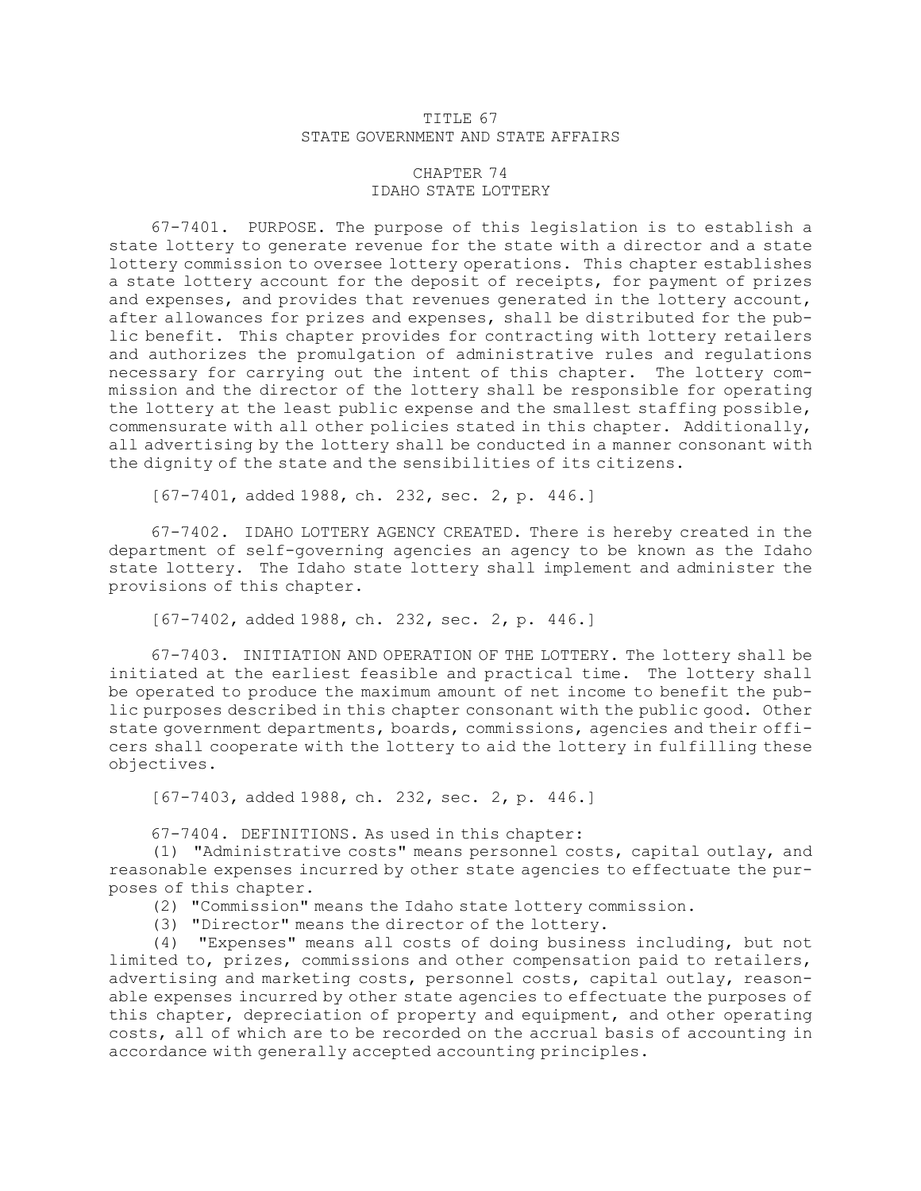# TITLE 67
# STATE GOVERNMENT AND STATE AFFAIRS

## CHAPTER 74
## IDAHO STATE LOTTERY

67-7401. PURPOSE. The purpose of this legislation is to establish a state lottery to generate revenue for the state with a director and a state lottery commission to oversee lottery operations. This chapter establishes a state lottery account for the deposit of receipts, for payment of prizes and expenses, and provides that revenues generated in the lottery account, after allowances for prizes and expenses, shall be distributed for the public benefit. This chapter provides for contracting with lottery retailers and authorizes the promulgation of administrative rules and regulations necessary for carrying out the intent of this chapter. The lottery commission and the director of the lottery shall be responsible for operating the lottery at the least public expense and the smallest staffing possible, commensurate with all other policies stated in this chapter. Additionally, all advertising by the lottery shall be conducted in a manner consonant with the dignity of the state and the sensibilities of its citizens.

[67-7401, added 1988, ch. 232, sec. 2, p. 446.]

67-7402. IDAHO LOTTERY AGENCY CREATED. There is hereby created in the department of self-governing agencies an agency to be known as the Idaho state lottery. The Idaho state lottery shall implement and administer the provisions of this chapter.

[67-7402, added 1988, ch. 232, sec. 2, p. 446.]

67-7403. INITIATION AND OPERATION OF THE LOTTERY. The lottery shall be initiated at the earliest feasible and practical time. The lottery shall be operated to produce the maximum amount of net income to benefit the public purposes described in this chapter consonant with the public good. Other state government departments, boards, commissions, agencies and their officers shall cooperate with the lottery to aid the lottery in fulfilling these objectives.

[67-7403, added 1988, ch. 232, sec. 2, p. 446.]

67-7404. DEFINITIONS. As used in this chapter:

(1) "Administrative costs" means personnel costs, capital outlay, and reasonable expenses incurred by other state agencies to effectuate the purposes of this chapter.

(2) "Commission" means the Idaho state lottery commission.

(3) "Director" means the director of the lottery.

(4) "Expenses" means all costs of doing business including, but not limited to, prizes, commissions and other compensation paid to retailers, advertising and marketing costs, personnel costs, capital outlay, reasonable expenses incurred by other state agencies to effectuate the purposes of this chapter, depreciation of property and equipment, and other operating costs, all of which are to be recorded on the accrual basis of accounting in accordance with generally accepted accounting principles.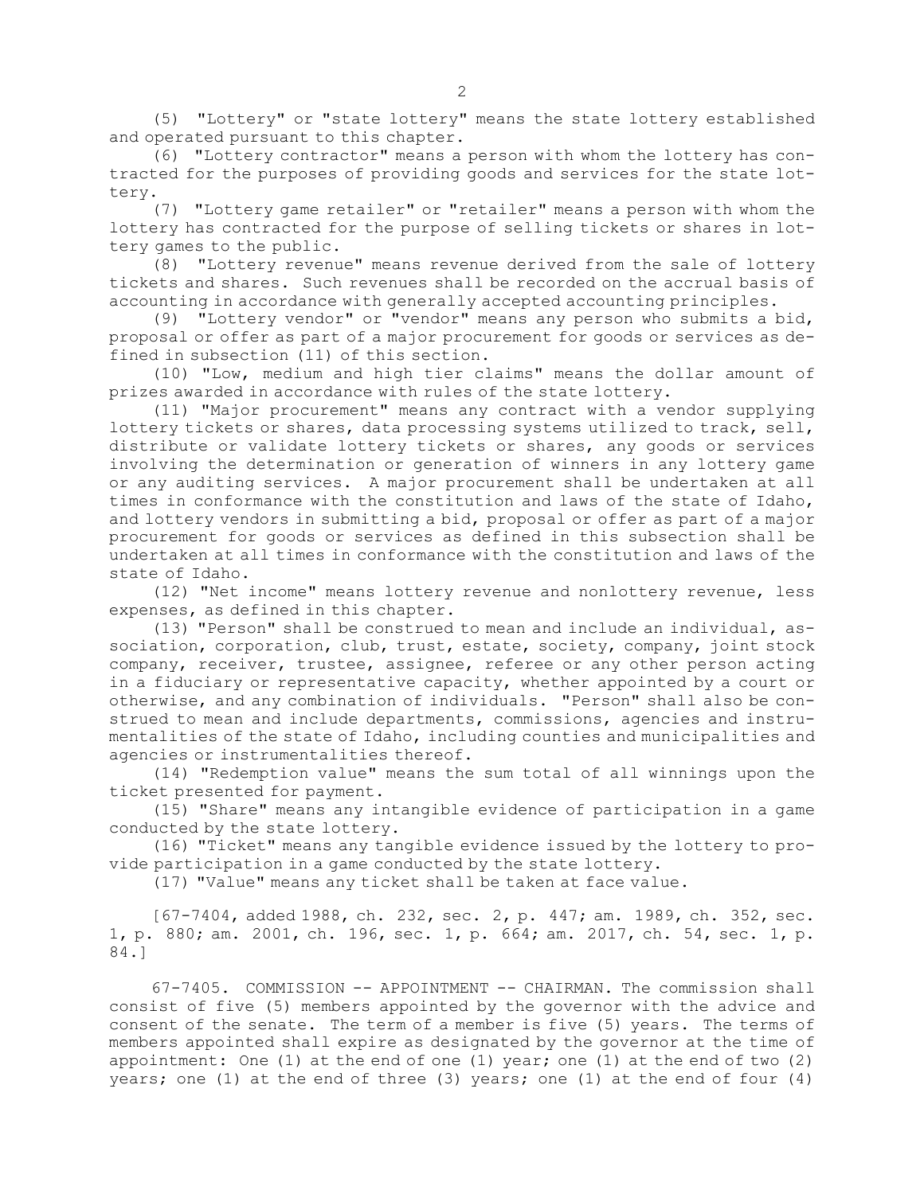(5) "Lottery" or "state lottery" means the state lottery established and operated pursuant to this chapter.

(6) "Lottery contractor" means a person with whom the lottery has contracted for the purposes of providing goods and services for the state lottery.

(7) "Lottery game retailer" or "retailer" means a person with whom the lottery has contracted for the purpose of selling tickets or shares in lottery games to the public.

(8) "Lottery revenue" means revenue derived from the sale of lottery tickets and shares. Such revenues shall be recorded on the accrual basis of accounting in accordance with generally accepted accounting principles.

(9) "Lottery vendor" or "vendor" means any person who submits a bid, proposal or offer as part of a major procurement for goods or services as defined in subsection (11) of this section.

(10) "Low, medium and high tier claims" means the dollar amount of prizes awarded in accordance with rules of the state lottery.

(11) "Major procurement" means any contract with a vendor supplying lottery tickets or shares, data processing systems utilized to track, sell, distribute or validate lottery tickets or shares, any goods or services involving the determination or generation of winners in any lottery game or any auditing services. A major procurement shall be undertaken at all times in conformance with the constitution and laws of the state of Idaho, and lottery vendors in submitting a bid, proposal or offer as part of a major procurement for goods or services as defined in this subsection shall be undertaken at all times in conformance with the constitution and laws of the state of Idaho.

(12) "Net income" means lottery revenue and nonlottery revenue, less expenses, as defined in this chapter.

(13) "Person" shall be construed to mean and include an individual, association, corporation, club, trust, estate, society, company, joint stock company, receiver, trustee, assignee, referee or any other person acting in a fiduciary or representative capacity, whether appointed by a court or otherwise, and any combination of individuals. "Person" shall also be construed to mean and include departments, commissions, agencies and instrumentalities of the state of Idaho, including counties and municipalities and agencies or instrumentalities thereof.

(14) "Redemption value" means the sum total of all winnings upon the ticket presented for payment.

(15) "Share" means any intangible evidence of participation in a game conducted by the state lottery.

(16) "Ticket" means any tangible evidence issued by the lottery to provide participation in a game conducted by the state lottery.

(17) "Value" means any ticket shall be taken at face value.

[67-7404, added 1988, ch. 232, sec. 2, p. 447; am. 1989, ch. 352, sec. 1, p. 880; am. 2001, ch. 196, sec. 1, p. 664; am. 2017, ch. 54, sec. 1, p. 84.]

67-7405. COMMISSION -- APPOINTMENT -- CHAIRMAN. The commission shall consist of five (5) members appointed by the governor with the advice and consent of the senate. The term of a member is five (5) years. The terms of members appointed shall expire as designated by the governor at the time of appointment: One (1) at the end of one (1) year; one (1) at the end of two (2) years; one (1) at the end of three (3) years; one (1) at the end of four (4)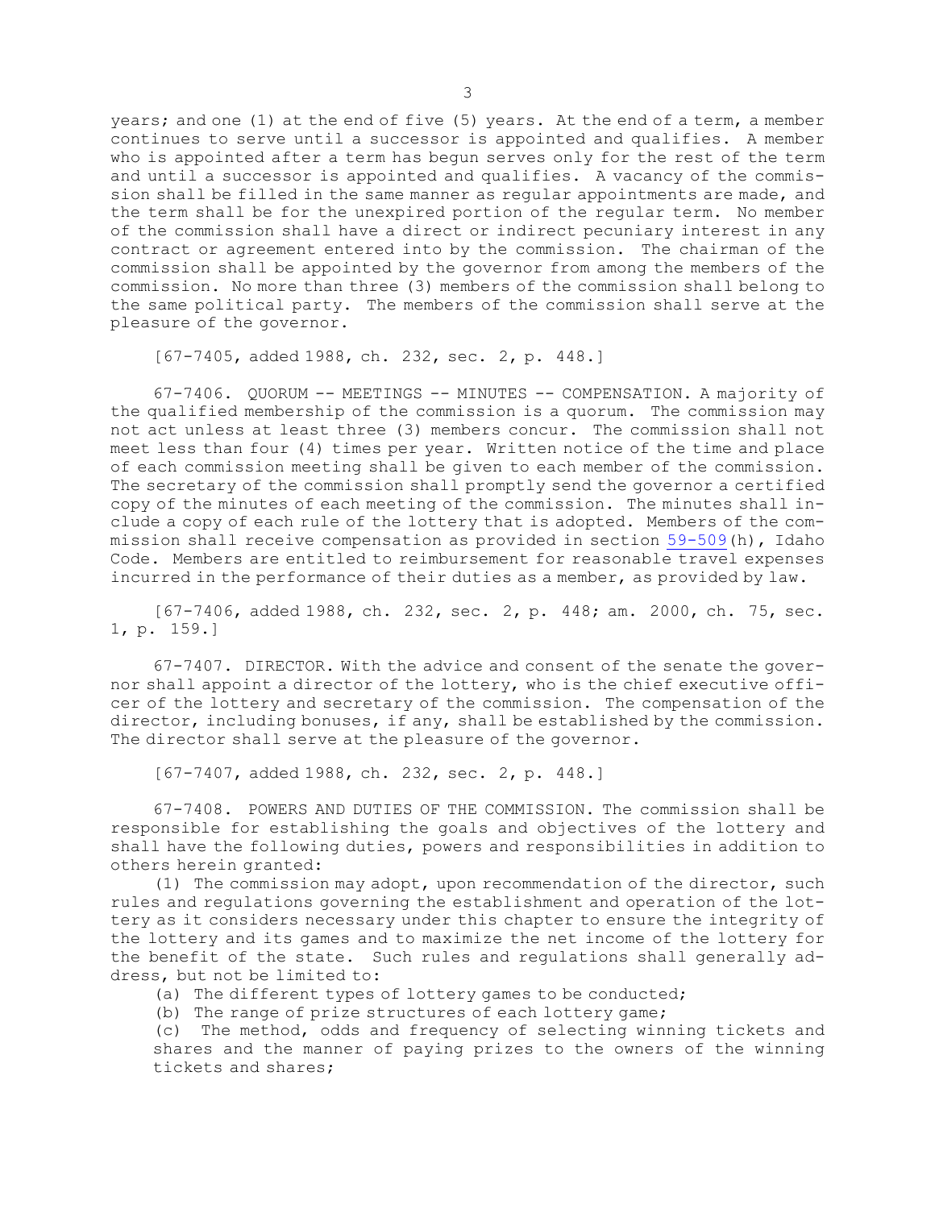years; and one (1) at the end of five (5) years. At the end of a term, a member continues to serve until a successor is appointed and qualifies. A member who is appointed after a term has begun serves only for the rest of the term and until a successor is appointed and qualifies. A vacancy of the commission shall be filled in the same manner as regular appointments are made, and the term shall be for the unexpired portion of the regular term. No member of the commission shall have a direct or indirect pecuniary interest in any contract or agreement entered into by the commission. The chairman of the commission shall be appointed by the governor from among the members of the commission. No more than three (3) members of the commission shall belong to the same political party. The members of the commission shall serve at the pleasure of the governor.

[67-7405, added 1988, ch. 232, sec. 2, p. 448.]

67-7406. QUORUM -- MEETINGS -- MINUTES -- COMPENSATION. A majority of the qualified membership of the commission is a quorum. The commission may not act unless at least three (3) members concur. The commission shall not meet less than four (4) times per year. Written notice of the time and place of each commission meeting shall be given to each member of the commission. The secretary of the commission shall promptly send the governor a certified copy of the minutes of each meeting of the commission. The minutes shall include a copy of each rule of the lottery that is adopted. Members of the commission shall receive compensation as provided in section 59-509(h), Idaho Code. Members are entitled to reimbursement for reasonable travel expenses incurred in the performance of their duties as a member, as provided by law.

[67-7406, added 1988, ch. 232, sec. 2, p. 448; am. 2000, ch. 75, sec. 1, p. 159.]

67-7407. DIRECTOR. With the advice and consent of the senate the governor shall appoint a director of the lottery, who is the chief executive officer of the lottery and secretary of the commission. The compensation of the director, including bonuses, if any, shall be established by the commission. The director shall serve at the pleasure of the governor.

[67-7407, added 1988, ch. 232, sec. 2, p. 448.]

67-7408. POWERS AND DUTIES OF THE COMMISSION. The commission shall be responsible for establishing the goals and objectives of the lottery and shall have the following duties, powers and responsibilities in addition to others herein granted:

(1) The commission may adopt, upon recommendation of the director, such rules and regulations governing the establishment and operation of the lottery as it considers necessary under this chapter to ensure the integrity of the lottery and its games and to maximize the net income of the lottery for the benefit of the state. Such rules and regulations shall generally address, but not be limited to:

(a) The different types of lottery games to be conducted;

(b) The range of prize structures of each lottery game;

(c) The method, odds and frequency of selecting winning tickets and shares and the manner of paying prizes to the owners of the winning tickets and shares;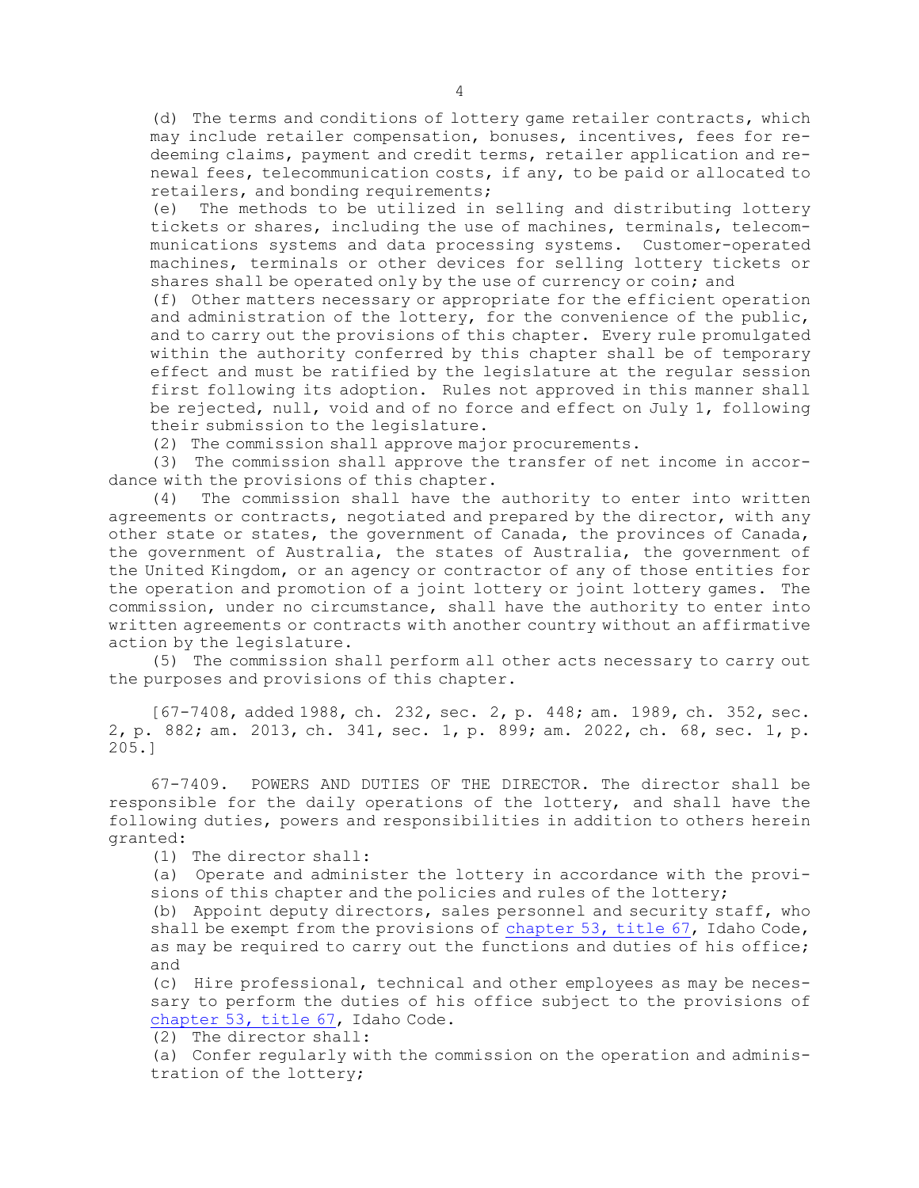(d) The terms and conditions of lottery game retailer contracts, which may include retailer compensation, bonuses, incentives, fees for redeeming claims, payment and credit terms, retailer application and renewal fees, telecommunication costs, if any, to be paid or allocated to retailers, and bonding requirements;

(e) The methods to be utilized in selling and distributing lottery tickets or shares, including the use of machines, terminals, telecommunications systems and data processing systems. Customer-operated machines, terminals or other devices for selling lottery tickets or shares shall be operated only by the use of currency or coin; and

(f) Other matters necessary or appropriate for the efficient operation and administration of the lottery, for the convenience of the public, and to carry out the provisions of this chapter. Every rule promulgated within the authority conferred by this chapter shall be of temporary effect and must be ratified by the legislature at the regular session first following its adoption. Rules not approved in this manner shall be rejected, null, void and of no force and effect on July 1, following their submission to the legislature.

(2) The commission shall approve major procurements.

(3) The commission shall approve the transfer of net income in accordance with the provisions of this chapter.

(4) The commission shall have the authority to enter into written agreements or contracts, negotiated and prepared by the director, with any other state or states, the government of Canada, the provinces of Canada, the government of Australia, the states of Australia, the government of the United Kingdom, or an agency or contractor of any of those entities for the operation and promotion of a joint lottery or joint lottery games. The commission, under no circumstance, shall have the authority to enter into written agreements or contracts with another country without an affirmative action by the legislature.

(5) The commission shall perform all other acts necessary to carry out the purposes and provisions of this chapter.

[67-7408, added 1988, ch. 232, sec. 2, p. 448; am. 1989, ch. 352, sec. 2, p. 882; am. 2013, ch. 341, sec. 1, p. 899; am. 2022, ch. 68, sec. 1, p. 205.]

67-7409. POWERS AND DUTIES OF THE DIRECTOR. The director shall be responsible for the daily operations of the lottery, and shall have the following duties, powers and responsibilities in addition to others herein granted:

(1) The director shall:

(a) Operate and administer the lottery in accordance with the provisions of this chapter and the policies and rules of the lottery;

(b) Appoint deputy directors, sales personnel and security staff, who shall be exempt from the provisions of chapter 53, title 67, Idaho Code, as may be required to carry out the functions and duties of his office; and

(c) Hire professional, technical and other employees as may be necessary to perform the duties of his office subject to the provisions of chapter 53, title 67, Idaho Code.

(2) The director shall:

(a) Confer regularly with the commission on the operation and administration of the lottery;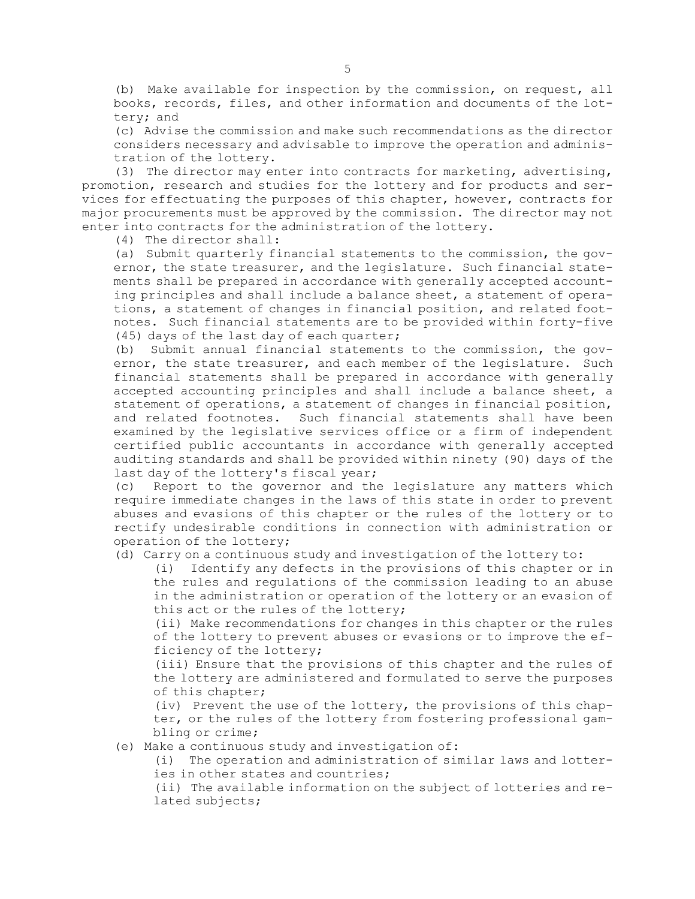(b) Make available for inspection by the commission, on request, all books, records, files, and other information and documents of the lottery; and

(c) Advise the commission and make such recommendations as the director considers necessary and advisable to improve the operation and administration of the lottery.

(3) The director may enter into contracts for marketing, advertising, promotion, research and studies for the lottery and for products and services for effectuating the purposes of this chapter, however, contracts for major procurements must be approved by the commission. The director may not enter into contracts for the administration of the lottery.

(4) The director shall:

(a) Submit quarterly financial statements to the commission, the governor, the state treasurer, and the legislature. Such financial statements shall be prepared in accordance with generally accepted accounting principles and shall include a balance sheet, a statement of operations, a statement of changes in financial position, and related footnotes. Such financial statements are to be provided within forty-five (45) days of the last day of each quarter;

(b) Submit annual financial statements to the commission, the governor, the state treasurer, and each member of the legislature. Such financial statements shall be prepared in accordance with generally accepted accounting principles and shall include a balance sheet, a statement of operations, a statement of changes in financial position, and related footnotes. Such financial statements shall have been examined by the legislative services office or a firm of independent certified public accountants in accordance with generally accepted auditing standards and shall be provided within ninety (90) days of the last day of the lottery's fiscal year;

(c) Report to the governor and the legislature any matters which require immediate changes in the laws of this state in order to prevent abuses and evasions of this chapter or the rules of the lottery or to rectify undesirable conditions in connection with administration or operation of the lottery;

(d) Carry on a continuous study and investigation of the lottery to:

(i) Identify any defects in the provisions of this chapter or in the rules and regulations of the commission leading to an abuse in the administration or operation of the lottery or an evasion of this act or the rules of the lottery;

(ii) Make recommendations for changes in this chapter or the rules of the lottery to prevent abuses or evasions or to improve the efficiency of the lottery;

(iii) Ensure that the provisions of this chapter and the rules of the lottery are administered and formulated to serve the purposes of this chapter;

(iv) Prevent the use of the lottery, the provisions of this chapter, or the rules of the lottery from fostering professional gambling or crime;

(e) Make a continuous study and investigation of:

(i) The operation and administration of similar laws and lotteries in other states and countries;

(ii) The available information on the subject of lotteries and related subjects;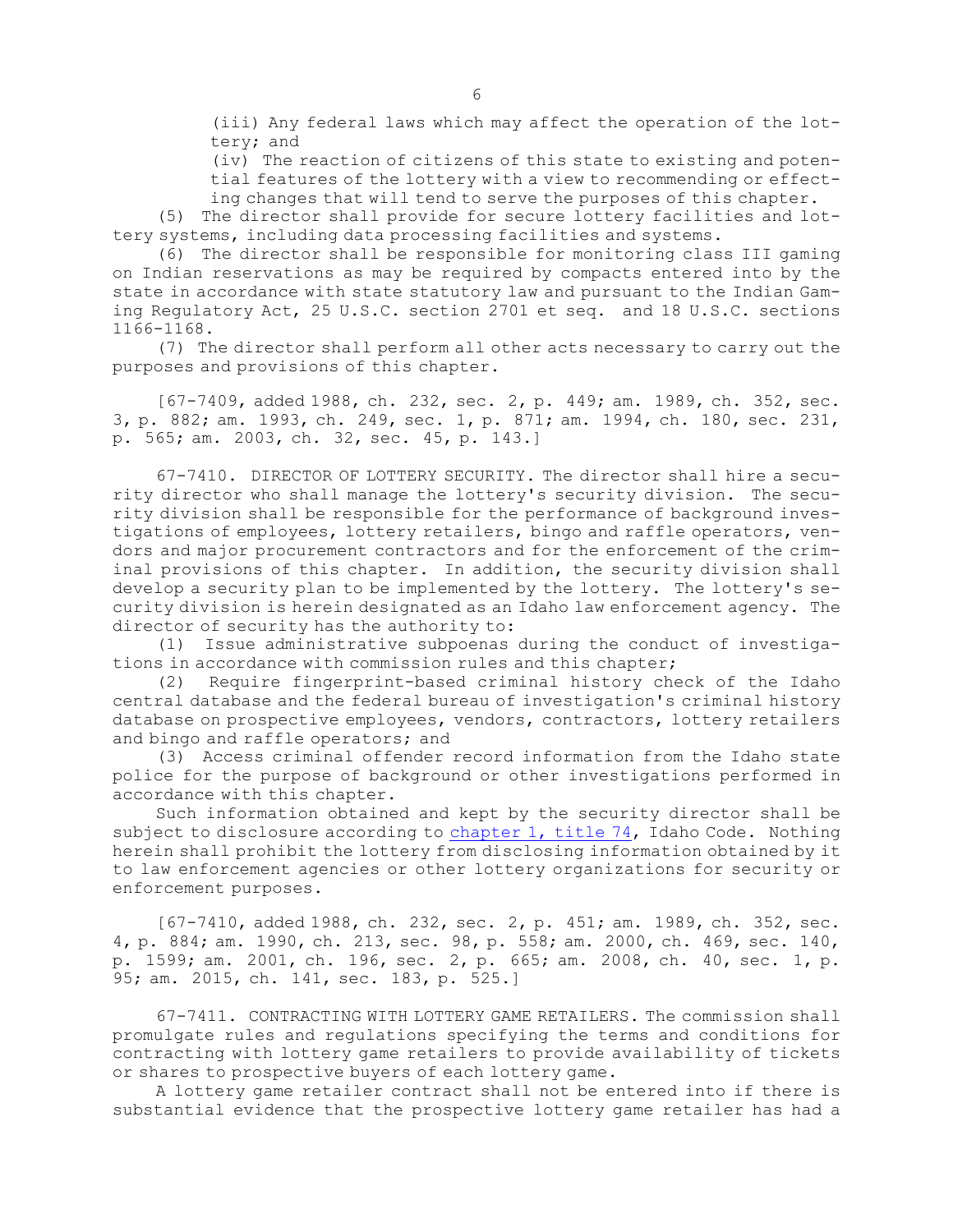(iii) Any federal laws which may affect the operation of the lottery; and

(iv) The reaction of citizens of this state to existing and potential features of the lottery with a view to recommending or effecting changes that will tend to serve the purposes of this chapter.

(5) The director shall provide for secure lottery facilities and lottery systems, including data processing facilities and systems.

(6) The director shall be responsible for monitoring class III gaming on Indian reservations as may be required by compacts entered into by the state in accordance with state statutory law and pursuant to the Indian Gaming Regulatory Act, 25 U.S.C. section 2701 et seq. and 18 U.S.C. sections 1166-1168.

(7) The director shall perform all other acts necessary to carry out the purposes and provisions of this chapter.

[67-7409, added 1988, ch. 232, sec. 2, p. 449; am. 1989, ch. 352, sec. 3, p. 882; am. 1993, ch. 249, sec. 1, p. 871; am. 1994, ch. 180, sec. 231, p. 565; am. 2003, ch. 32, sec. 45, p. 143.]

67-7410. DIRECTOR OF LOTTERY SECURITY. The director shall hire a security director who shall manage the lottery's security division. The security division shall be responsible for the performance of background investigations of employees, lottery retailers, bingo and raffle operators, vendors and major procurement contractors and for the enforcement of the criminal provisions of this chapter. In addition, the security division shall develop a security plan to be implemented by the lottery. The lottery's security division is herein designated as an Idaho law enforcement agency. The director of security has the authority to:

(1) Issue administrative subpoenas during the conduct of investigations in accordance with commission rules and this chapter;

(2) Require fingerprint-based criminal history check of the Idaho central database and the federal bureau of investigation's criminal history database on prospective employees, vendors, contractors, lottery retailers and bingo and raffle operators; and

(3) Access criminal offender record information from the Idaho state police for the purpose of background or other investigations performed in accordance with this chapter.

Such information obtained and kept by the security director shall be subject to disclosure according to chapter 1, title 74, Idaho Code. Nothing herein shall prohibit the lottery from disclosing information obtained by it to law enforcement agencies or other lottery organizations for security or enforcement purposes.

[67-7410, added 1988, ch. 232, sec. 2, p. 451; am. 1989, ch. 352, sec. 4, p. 884; am. 1990, ch. 213, sec. 98, p. 558; am. 2000, ch. 469, sec. 140, p. 1599; am. 2001, ch. 196, sec. 2, p. 665; am. 2008, ch. 40, sec. 1, p. 95; am. 2015, ch. 141, sec. 183, p. 525.]

67-7411. CONTRACTING WITH LOTTERY GAME RETAILERS. The commission shall promulgate rules and regulations specifying the terms and conditions for contracting with lottery game retailers to provide availability of tickets or shares to prospective buyers of each lottery game.

A lottery game retailer contract shall not be entered into if there is substantial evidence that the prospective lottery game retailer has had a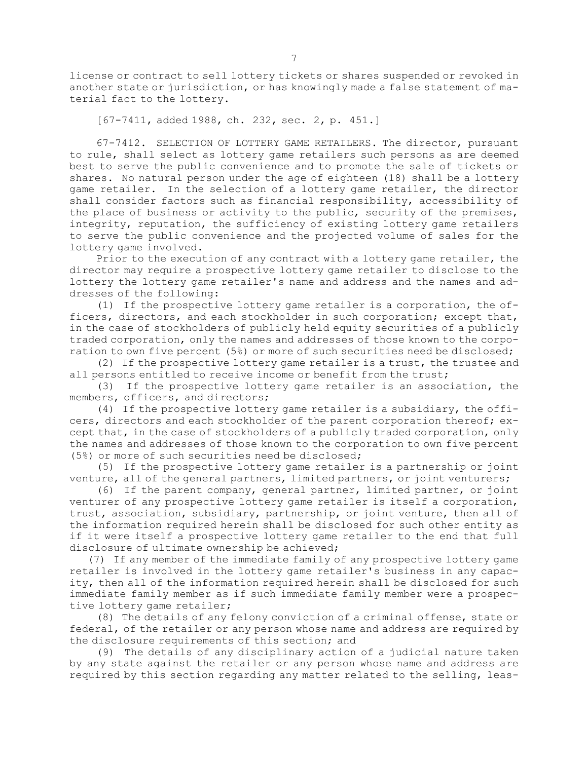license or contract to sell lottery tickets or shares suspended or revoked in another state or jurisdiction, or has knowingly made a false statement of material fact to the lottery.

[67-7411, added 1988, ch. 232, sec. 2, p. 451.]

67-7412. SELECTION OF LOTTERY GAME RETAILERS. The director, pursuant to rule, shall select as lottery game retailers such persons as are deemed best to serve the public convenience and to promote the sale of tickets or shares. No natural person under the age of eighteen (18) shall be a lottery game retailer. In the selection of a lottery game retailer, the director shall consider factors such as financial responsibility, accessibility of the place of business or activity to the public, security of the premises, integrity, reputation, the sufficiency of existing lottery game retailers to serve the public convenience and the projected volume of sales for the lottery game involved.

Prior to the execution of any contract with a lottery game retailer, the director may require a prospective lottery game retailer to disclose to the lottery the lottery game retailer's name and address and the names and addresses of the following:

(1) If the prospective lottery game retailer is a corporation, the officers, directors, and each stockholder in such corporation; except that, in the case of stockholders of publicly held equity securities of a publicly traded corporation, only the names and addresses of those known to the corporation to own five percent (5%) or more of such securities need be disclosed;

(2) If the prospective lottery game retailer is a trust, the trustee and all persons entitled to receive income or benefit from the trust;

(3) If the prospective lottery game retailer is an association, the members, officers, and directors;

(4) If the prospective lottery game retailer is a subsidiary, the officers, directors and each stockholder of the parent corporation thereof; except that, in the case of stockholders of a publicly traded corporation, only the names and addresses of those known to the corporation to own five percent (5%) or more of such securities need be disclosed;

(5) If the prospective lottery game retailer is a partnership or joint venture, all of the general partners, limited partners, or joint venturers;

(6) If the parent company, general partner, limited partner, or joint venturer of any prospective lottery game retailer is itself a corporation, trust, association, subsidiary, partnership, or joint venture, then all of the information required herein shall be disclosed for such other entity as if it were itself a prospective lottery game retailer to the end that full disclosure of ultimate ownership be achieved;

(7) If any member of the immediate family of any prospective lottery game retailer is involved in the lottery game retailer's business in any capacity, then all of the information required herein shall be disclosed for such immediate family member as if such immediate family member were a prospective lottery game retailer;

(8) The details of any felony conviction of a criminal offense, state or federal, of the retailer or any person whose name and address are required by the disclosure requirements of this section; and

(9) The details of any disciplinary action of a judicial nature taken by any state against the retailer or any person whose name and address are required by this section regarding any matter related to the selling, leas-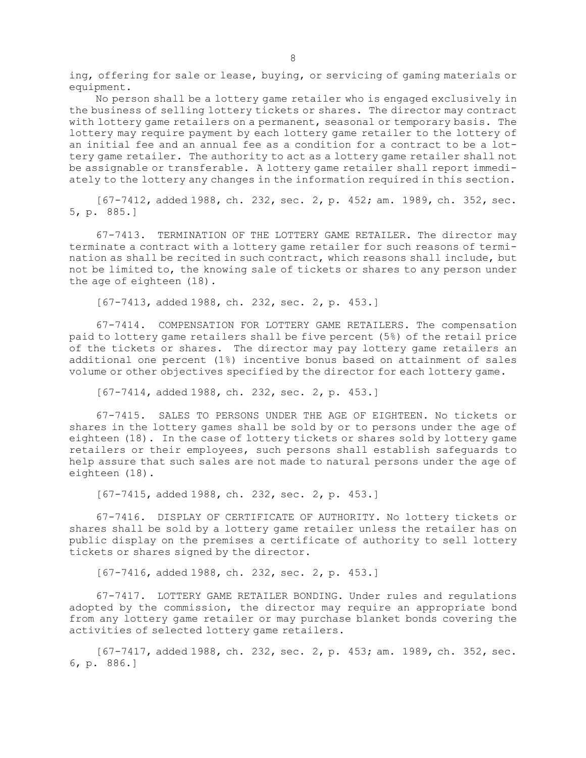ing, offering for sale or lease, buying, or servicing of gaming materials or equipment.

No person shall be a lottery game retailer who is engaged exclusively in the business of selling lottery tickets or shares. The director may contract with lottery game retailers on a permanent, seasonal or temporary basis. The lottery may require payment by each lottery game retailer to the lottery of an initial fee and an annual fee as a condition for a contract to be a lottery game retailer. The authority to act as a lottery game retailer shall not be assignable or transferable. A lottery game retailer shall report immediately to the lottery any changes in the information required in this section.

[67-7412, added 1988, ch. 232, sec. 2, p. 452; am. 1989, ch. 352, sec. 5, p. 885.]

67-7413. TERMINATION OF THE LOTTERY GAME RETAILER. The director may terminate a contract with a lottery game retailer for such reasons of termination as shall be recited in such contract, which reasons shall include, but not be limited to, the knowing sale of tickets or shares to any person under the age of eighteen (18).

[67-7413, added 1988, ch. 232, sec. 2, p. 453.]

67-7414. COMPENSATION FOR LOTTERY GAME RETAILERS. The compensation paid to lottery game retailers shall be five percent (5%) of the retail price of the tickets or shares. The director may pay lottery game retailers an additional one percent (1%) incentive bonus based on attainment of sales volume or other objectives specified by the director for each lottery game.

[67-7414, added 1988, ch. 232, sec. 2, p. 453.]

67-7415. SALES TO PERSONS UNDER THE AGE OF EIGHTEEN. No tickets or shares in the lottery games shall be sold by or to persons under the age of eighteen (18). In the case of lottery tickets or shares sold by lottery game retailers or their employees, such persons shall establish safeguards to help assure that such sales are not made to natural persons under the age of eighteen (18).

[67-7415, added 1988, ch. 232, sec. 2, p. 453.]

67-7416. DISPLAY OF CERTIFICATE OF AUTHORITY. No lottery tickets or shares shall be sold by a lottery game retailer unless the retailer has on public display on the premises a certificate of authority to sell lottery tickets or shares signed by the director.

[67-7416, added 1988, ch. 232, sec. 2, p. 453.]

67-7417. LOTTERY GAME RETAILER BONDING. Under rules and regulations adopted by the commission, the director may require an appropriate bond from any lottery game retailer or may purchase blanket bonds covering the activities of selected lottery game retailers.

[67-7417, added 1988, ch. 232, sec. 2, p. 453; am. 1989, ch. 352, sec. 6, p. 886.]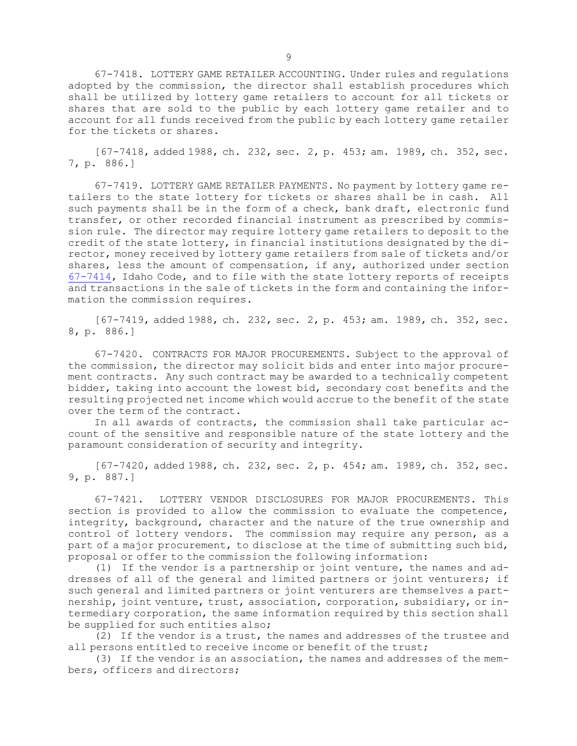67-7418. LOTTERY GAME RETAILER ACCOUNTING. Under rules and regulations adopted by the commission, the director shall establish procedures which shall be utilized by lottery game retailers to account for all tickets or shares that are sold to the public by each lottery game retailer and to account for all funds received from the public by each lottery game retailer for the tickets or shares.

[67-7418, added 1988, ch. 232, sec. 2, p. 453; am. 1989, ch. 352, sec. 7, p. 886.]

67-7419. LOTTERY GAME RETAILER PAYMENTS. No payment by lottery game retailers to the state lottery for tickets or shares shall be in cash. All such payments shall be in the form of a check, bank draft, electronic fund transfer, or other recorded financial instrument as prescribed by commission rule. The director may require lottery game retailers to deposit to the credit of the state lottery, in financial institutions designated by the director, money received by lottery game retailers from sale of tickets and/or shares, less the amount of compensation, if any, authorized under section 67-7414, Idaho Code, and to file with the state lottery reports of receipts and transactions in the sale of tickets in the form and containing the information the commission requires.

[67-7419, added 1988, ch. 232, sec. 2, p. 453; am. 1989, ch. 352, sec. 8, p. 886.]

67-7420. CONTRACTS FOR MAJOR PROCUREMENTS. Subject to the approval of the commission, the director may solicit bids and enter into major procurement contracts. Any such contract may be awarded to a technically competent bidder, taking into account the lowest bid, secondary cost benefits and the resulting projected net income which would accrue to the benefit of the state over the term of the contract.

In all awards of contracts, the commission shall take particular account of the sensitive and responsible nature of the state lottery and the paramount consideration of security and integrity.

[67-7420, added 1988, ch. 232, sec. 2, p. 454; am. 1989, ch. 352, sec. 9, p. 887.]

67-7421. LOTTERY VENDOR DISCLOSURES FOR MAJOR PROCUREMENTS. This section is provided to allow the commission to evaluate the competence, integrity, background, character and the nature of the true ownership and control of lottery vendors. The commission may require any person, as a part of a major procurement, to disclose at the time of submitting such bid, proposal or offer to the commission the following information:

(1) If the vendor is a partnership or joint venture, the names and addresses of all of the general and limited partners or joint venturers; if such general and limited partners or joint venturers are themselves a partnership, joint venture, trust, association, corporation, subsidiary, or intermediary corporation, the same information required by this section shall be supplied for such entities also;

(2) If the vendor is a trust, the names and addresses of the trustee and all persons entitled to receive income or benefit of the trust;

(3) If the vendor is an association, the names and addresses of the members, officers and directors;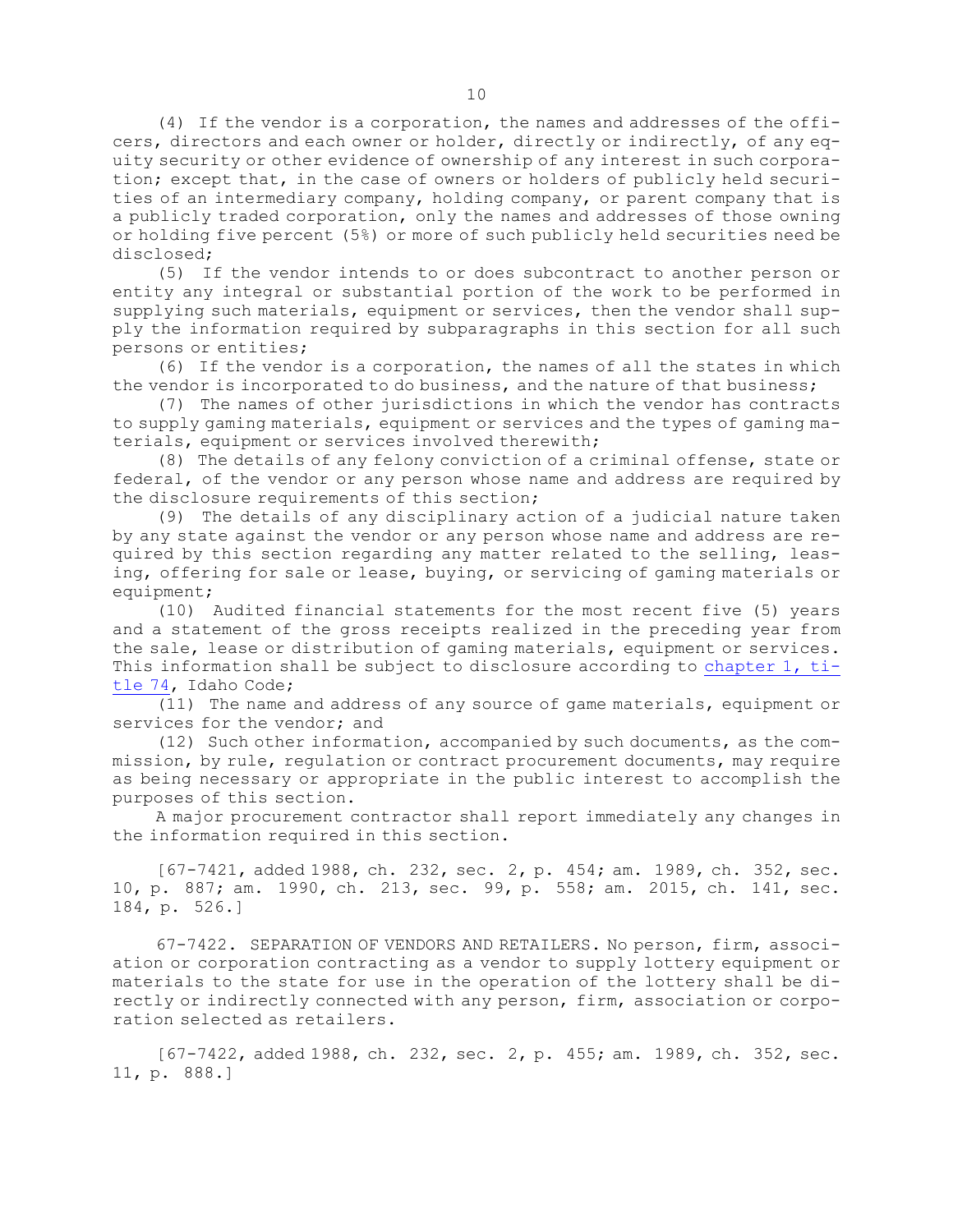(4) If the vendor is a corporation, the names and addresses of the officers, directors and each owner or holder, directly or indirectly, of any equity security or other evidence of ownership of any interest in such corporation; except that, in the case of owners or holders of publicly held securities of an intermediary company, holding company, or parent company that is a publicly traded corporation, only the names and addresses of those owning or holding five percent (5%) or more of such publicly held securities need be disclosed;

(5) If the vendor intends to or does subcontract to another person or entity any integral or substantial portion of the work to be performed in supplying such materials, equipment or services, then the vendor shall supply the information required by subparagraphs in this section for all such persons or entities;

(6) If the vendor is a corporation, the names of all the states in which the vendor is incorporated to do business, and the nature of that business;

(7) The names of other jurisdictions in which the vendor has contracts to supply gaming materials, equipment or services and the types of gaming materials, equipment or services involved therewith;

(8) The details of any felony conviction of a criminal offense, state or federal, of the vendor or any person whose name and address are required by the disclosure requirements of this section;

(9) The details of any disciplinary action of a judicial nature taken by any state against the vendor or any person whose name and address are required by this section regarding any matter related to the selling, leasing, offering for sale or lease, buying, or servicing of gaming materials or equipment;

(10) Audited financial statements for the most recent five (5) years and a statement of the gross receipts realized in the preceding year from the sale, lease or distribution of gaming materials, equipment or services. This information shall be subject to disclosure according to chapter 1, title 74, Idaho Code;

(11) The name and address of any source of game materials, equipment or services for the vendor; and

(12) Such other information, accompanied by such documents, as the commission, by rule, regulation or contract procurement documents, may require as being necessary or appropriate in the public interest to accomplish the purposes of this section.

A major procurement contractor shall report immediately any changes in the information required in this section.

[67-7421, added 1988, ch. 232, sec. 2, p. 454; am. 1989, ch. 352, sec. 10, p. 887; am. 1990, ch. 213, sec. 99, p. 558; am. 2015, ch. 141, sec. 184, p. 526.]

67-7422. SEPARATION OF VENDORS AND RETAILERS. No person, firm, association or corporation contracting as a vendor to supply lottery equipment or materials to the state for use in the operation of the lottery shall be directly or indirectly connected with any person, firm, association or corporation selected as retailers.

[67-7422, added 1988, ch. 232, sec. 2, p. 455; am. 1989, ch. 352, sec. 11, p. 888.]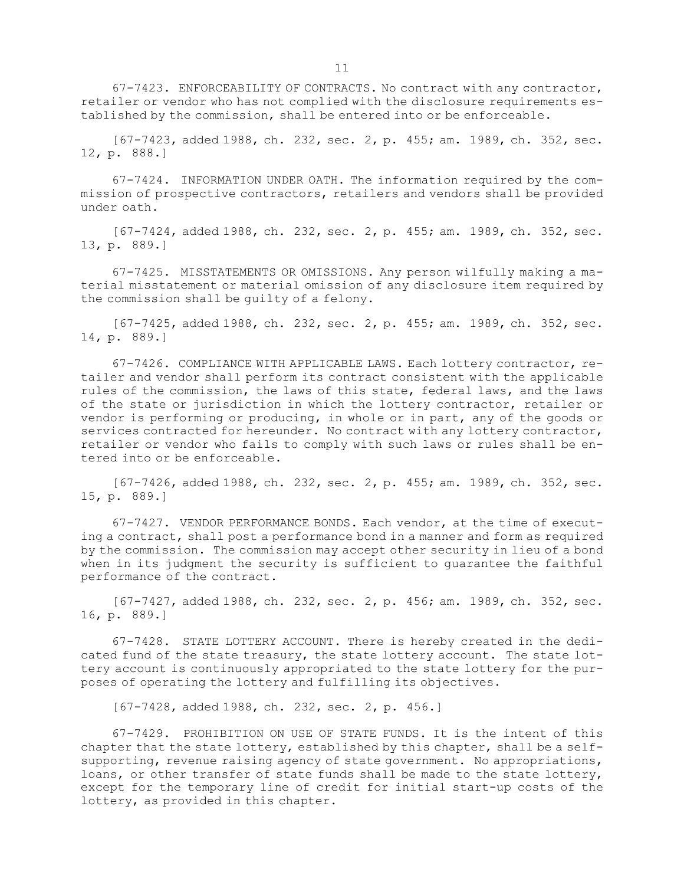67-7423. ENFORCEABILITY OF CONTRACTS. No contract with any contractor, retailer or vendor who has not complied with the disclosure requirements established by the commission, shall be entered into or be enforceable.

[67-7423, added 1988, ch. 232, sec. 2, p. 455; am. 1989, ch. 352, sec. 12, p. 888.]

67-7424. INFORMATION UNDER OATH. The information required by the commission of prospective contractors, retailers and vendors shall be provided under oath.

[67-7424, added 1988, ch. 232, sec. 2, p. 455; am. 1989, ch. 352, sec. 13, p. 889.]

67-7425. MISSTATEMENTS OR OMISSIONS. Any person wilfully making a material misstatement or material omission of any disclosure item required by the commission shall be guilty of a felony.

[67-7425, added 1988, ch. 232, sec. 2, p. 455; am. 1989, ch. 352, sec. 14, p. 889.]

67-7426. COMPLIANCE WITH APPLICABLE LAWS. Each lottery contractor, retailer and vendor shall perform its contract consistent with the applicable rules of the commission, the laws of this state, federal laws, and the laws of the state or jurisdiction in which the lottery contractor, retailer or vendor is performing or producing, in whole or in part, any of the goods or services contracted for hereunder. No contract with any lottery contractor, retailer or vendor who fails to comply with such laws or rules shall be entered into or be enforceable.

[67-7426, added 1988, ch. 232, sec. 2, p. 455; am. 1989, ch. 352, sec. 15, p. 889.]

67-7427. VENDOR PERFORMANCE BONDS. Each vendor, at the time of executing a contract, shall post a performance bond in a manner and form as required by the commission. The commission may accept other security in lieu of a bond when in its judgment the security is sufficient to guarantee the faithful performance of the contract.

[67-7427, added 1988, ch. 232, sec. 2, p. 456; am. 1989, ch. 352, sec. 16, p. 889.]

67-7428. STATE LOTTERY ACCOUNT. There is hereby created in the dedicated fund of the state treasury, the state lottery account. The state lottery account is continuously appropriated to the state lottery for the purposes of operating the lottery and fulfilling its objectives.

[67-7428, added 1988, ch. 232, sec. 2, p. 456.]

67-7429. PROHIBITION ON USE OF STATE FUNDS. It is the intent of this chapter that the state lottery, established by this chapter, shall be a self-supporting, revenue raising agency of state government. No appropriations, loans, or other transfer of state funds shall be made to the state lottery, except for the temporary line of credit for initial start-up costs of the lottery, as provided in this chapter.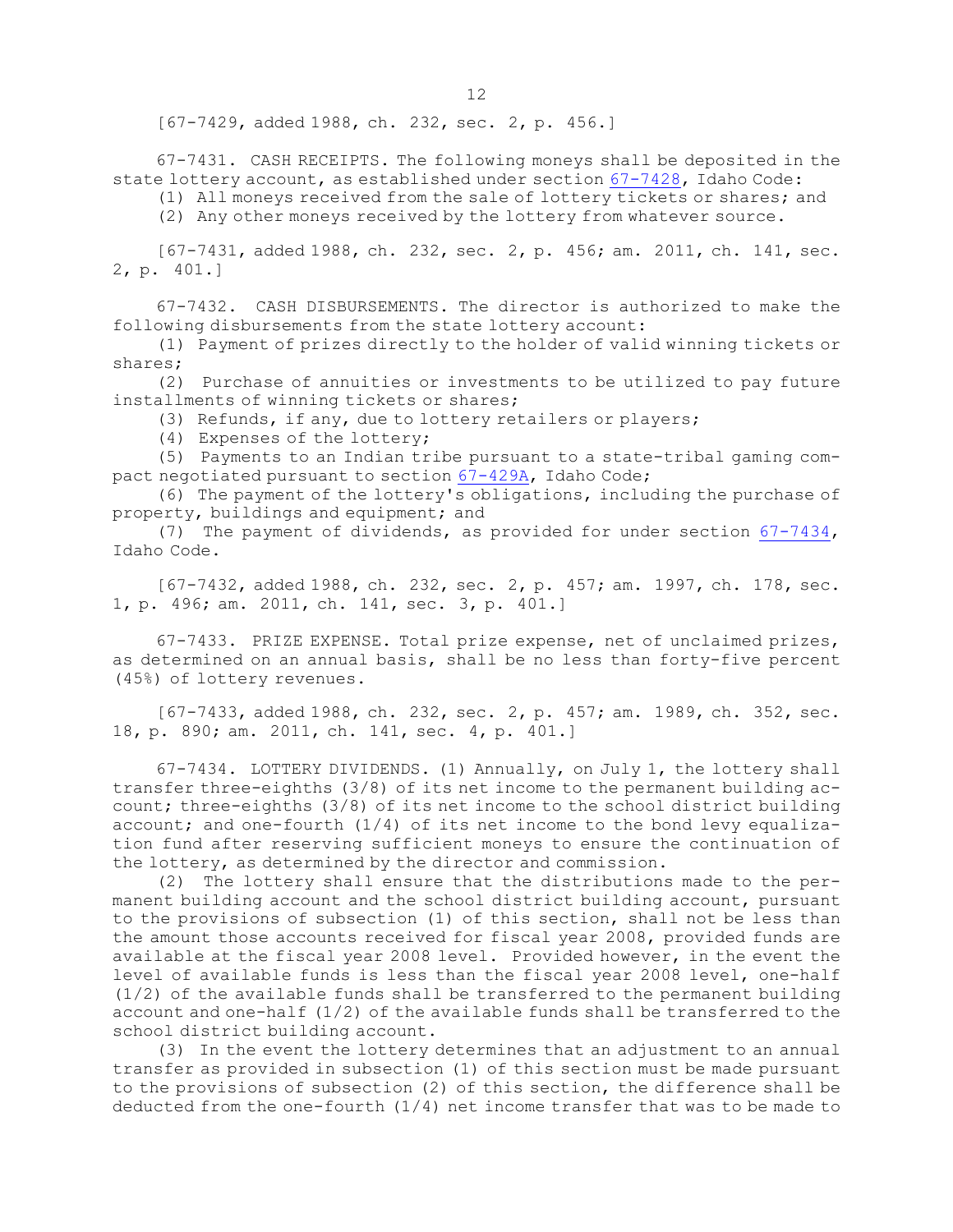[67-7429, added 1988, ch. 232, sec. 2, p. 456.]

67-7431. CASH RECEIPTS. The following moneys shall be deposited in the state lottery account, as established under section 67-7428, Idaho Code:

(1) All moneys received from the sale of lottery tickets or shares; and

(2) Any other moneys received by the lottery from whatever source.

[67-7431, added 1988, ch. 232, sec. 2, p. 456; am. 2011, ch. 141, sec. 2, p. 401.]

67-7432. CASH DISBURSEMENTS. The director is authorized to make the following disbursements from the state lottery account:

(1) Payment of prizes directly to the holder of valid winning tickets or shares;

(2) Purchase of annuities or investments to be utilized to pay future installments of winning tickets or shares;

(3) Refunds, if any, due to lottery retailers or players;

(4) Expenses of the lottery;

(5) Payments to an Indian tribe pursuant to a state-tribal gaming compact negotiated pursuant to section 67-429A, Idaho Code;

(6) The payment of the lottery's obligations, including the purchase of property, buildings and equipment; and

(7) The payment of dividends, as provided for under section 67-7434, Idaho Code.

[67-7432, added 1988, ch. 232, sec. 2, p. 457; am. 1997, ch. 178, sec. 1, p. 496; am. 2011, ch. 141, sec. 3, p. 401.]

67-7433. PRIZE EXPENSE. Total prize expense, net of unclaimed prizes, as determined on an annual basis, shall be no less than forty-five percent (45%) of lottery revenues.

[67-7433, added 1988, ch. 232, sec. 2, p. 457; am. 1989, ch. 352, sec. 18, p. 890; am. 2011, ch. 141, sec. 4, p. 401.]

67-7434. LOTTERY DIVIDENDS. (1) Annually, on July 1, the lottery shall transfer three-eighths (3/8) of its net income to the permanent building account; three-eighths (3/8) of its net income to the school district building account; and one-fourth (1/4) of its net income to the bond levy equalization fund after reserving sufficient moneys to ensure the continuation of the lottery, as determined by the director and commission.

(2) The lottery shall ensure that the distributions made to the permanent building account and the school district building account, pursuant to the provisions of subsection (1) of this section, shall not be less than the amount those accounts received for fiscal year 2008, provided funds are available at the fiscal year 2008 level. Provided however, in the event the level of available funds is less than the fiscal year 2008 level, one-half (1/2) of the available funds shall be transferred to the permanent building account and one-half (1/2) of the available funds shall be transferred to the school district building account.

(3) In the event the lottery determines that an adjustment to an annual transfer as provided in subsection (1) of this section must be made pursuant to the provisions of subsection (2) of this section, the difference shall be deducted from the one-fourth (1/4) net income transfer that was to be made to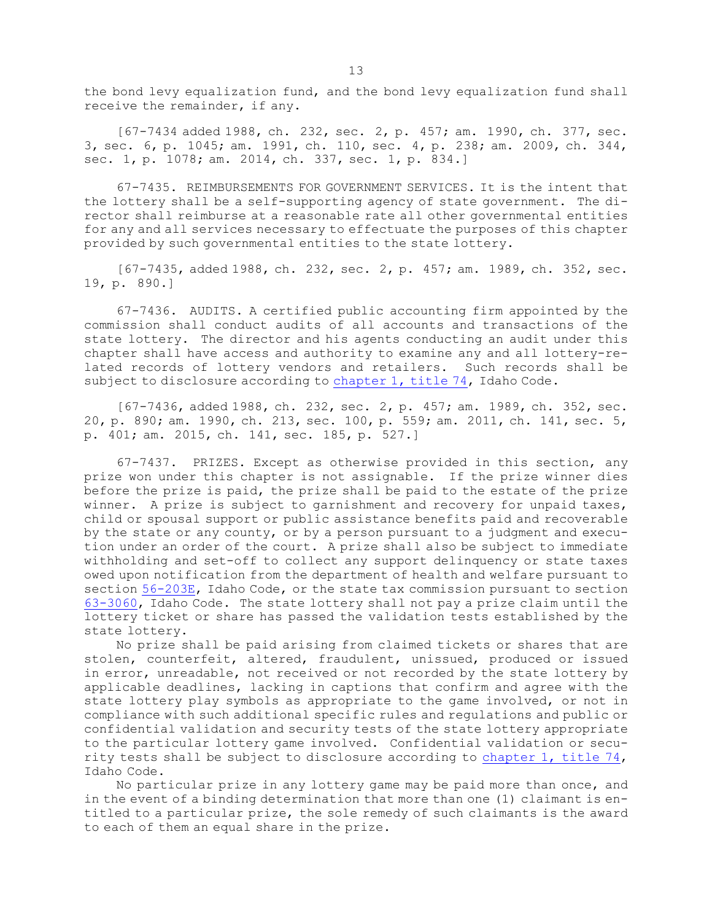the bond levy equalization fund, and the bond levy equalization fund shall receive the remainder, if any.

[67-7434 added 1988, ch. 232, sec. 2, p. 457; am. 1990, ch. 377, sec. 3, sec. 6, p. 1045; am. 1991, ch. 110, sec. 4, p. 238; am. 2009, ch. 344, sec. 1, p. 1078; am. 2014, ch. 337, sec. 1, p. 834.]

67-7435. REIMBURSEMENTS FOR GOVERNMENT SERVICES. It is the intent that the lottery shall be a self-supporting agency of state government. The director shall reimburse at a reasonable rate all other governmental entities for any and all services necessary to effectuate the purposes of this chapter provided by such governmental entities to the state lottery.

[67-7435, added 1988, ch. 232, sec. 2, p. 457; am. 1989, ch. 352, sec. 19, p. 890.]

67-7436. AUDITS. A certified public accounting firm appointed by the commission shall conduct audits of all accounts and transactions of the state lottery. The director and his agents conducting an audit under this chapter shall have access and authority to examine any and all lottery-related records of lottery vendors and retailers. Such records shall be subject to disclosure according to chapter 1, title 74, Idaho Code.

[67-7436, added 1988, ch. 232, sec. 2, p. 457; am. 1989, ch. 352, sec. 20, p. 890; am. 1990, ch. 213, sec. 100, p. 559; am. 2011, ch. 141, sec. 5, p. 401; am. 2015, ch. 141, sec. 185, p. 527.]

67-7437. PRIZES. Except as otherwise provided in this section, any prize won under this chapter is not assignable. If the prize winner dies before the prize is paid, the prize shall be paid to the estate of the prize winner. A prize is subject to garnishment and recovery for unpaid taxes, child or spousal support or public assistance benefits paid and recoverable by the state or any county, or by a person pursuant to a judgment and execution under an order of the court. A prize shall also be subject to immediate withholding and set-off to collect any support delinquency or state taxes owed upon notification from the department of health and welfare pursuant to section 56-203E, Idaho Code, or the state tax commission pursuant to section 63-3060, Idaho Code. The state lottery shall not pay a prize claim until the lottery ticket or share has passed the validation tests established by the state lottery.

No prize shall be paid arising from claimed tickets or shares that are stolen, counterfeit, altered, fraudulent, unissued, produced or issued in error, unreadable, not received or not recorded by the state lottery by applicable deadlines, lacking in captions that confirm and agree with the state lottery play symbols as appropriate to the game involved, or not in compliance with such additional specific rules and regulations and public or confidential validation and security tests of the state lottery appropriate to the particular lottery game involved. Confidential validation or security tests shall be subject to disclosure according to chapter 1, title 74, Idaho Code.

No particular prize in any lottery game may be paid more than once, and in the event of a binding determination that more than one (1) claimant is entitled to a particular prize, the sole remedy of such claimants is the award to each of them an equal share in the prize.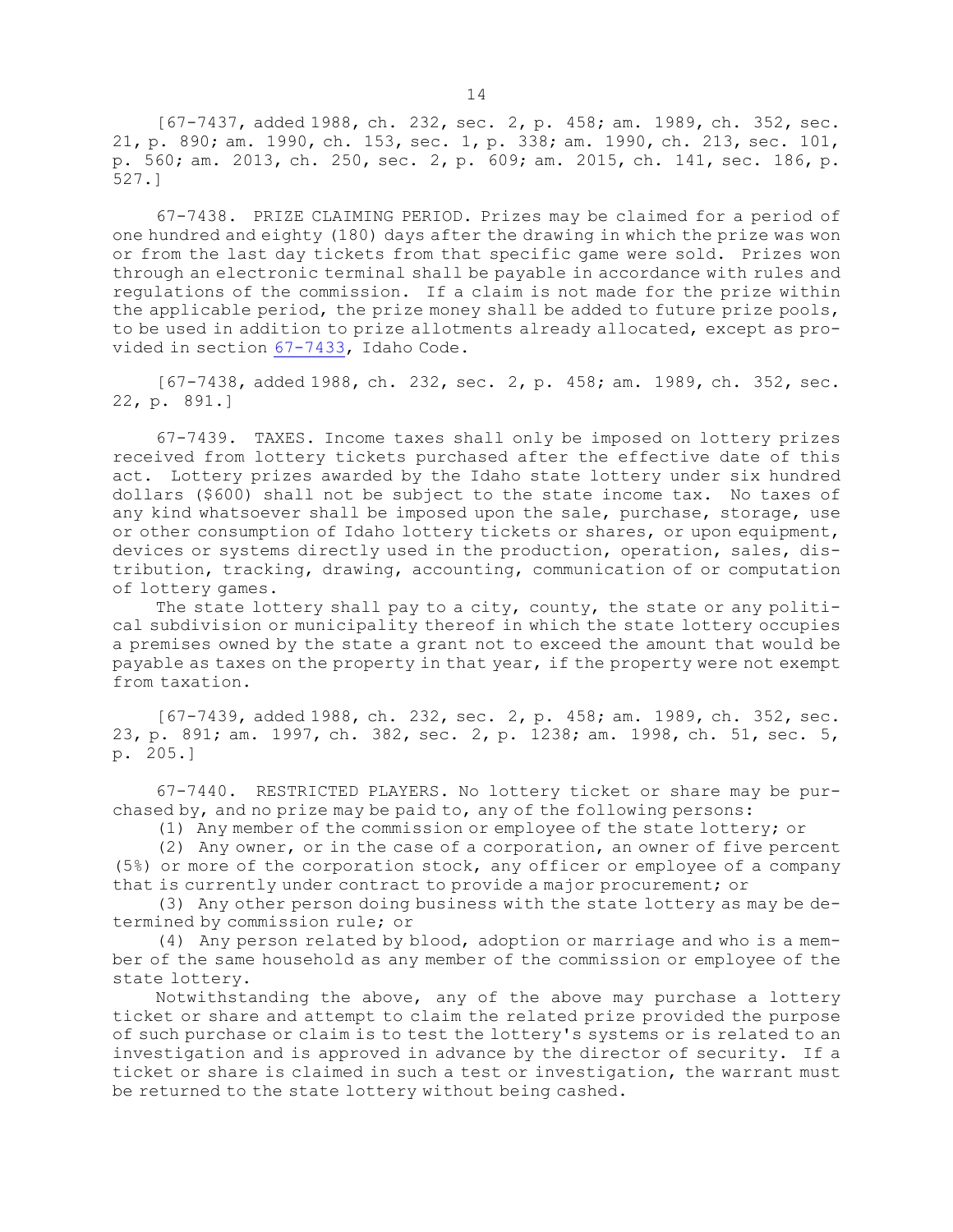[67-7437, added 1988, ch. 232, sec. 2, p. 458; am. 1989, ch. 352, sec. 21, p. 890; am. 1990, ch. 153, sec. 1, p. 338; am. 1990, ch. 213, sec. 101, p. 560; am. 2013, ch. 250, sec. 2, p. 609; am. 2015, ch. 141, sec. 186, p. 527.]

67-7438. PRIZE CLAIMING PERIOD. Prizes may be claimed for a period of one hundred and eighty (180) days after the drawing in which the prize was won or from the last day tickets from that specific game were sold. Prizes won through an electronic terminal shall be payable in accordance with rules and regulations of the commission. If a claim is not made for the prize within the applicable period, the prize money shall be added to future prize pools, to be used in addition to prize allotments already allocated, except as provided in section 67-7433, Idaho Code.

[67-7438, added 1988, ch. 232, sec. 2, p. 458; am. 1989, ch. 352, sec. 22, p. 891.]

67-7439. TAXES. Income taxes shall only be imposed on lottery prizes received from lottery tickets purchased after the effective date of this act. Lottery prizes awarded by the Idaho state lottery under six hundred dollars ($600) shall not be subject to the state income tax. No taxes of any kind whatsoever shall be imposed upon the sale, purchase, storage, use or other consumption of Idaho lottery tickets or shares, or upon equipment, devices or systems directly used in the production, operation, sales, distribution, tracking, drawing, accounting, communication of or computation of lottery games.

The state lottery shall pay to a city, county, the state or any political subdivision or municipality thereof in which the state lottery occupies a premises owned by the state a grant not to exceed the amount that would be payable as taxes on the property in that year, if the property were not exempt from taxation.

[67-7439, added 1988, ch. 232, sec. 2, p. 458; am. 1989, ch. 352, sec. 23, p. 891; am. 1997, ch. 382, sec. 2, p. 1238; am. 1998, ch. 51, sec. 5, p. 205.]

67-7440. RESTRICTED PLAYERS. No lottery ticket or share may be purchased by, and no prize may be paid to, any of the following persons:

(1) Any member of the commission or employee of the state lottery; or

(2) Any owner, or in the case of a corporation, an owner of five percent (5%) or more of the corporation stock, any officer or employee of a company that is currently under contract to provide a major procurement; or

(3) Any other person doing business with the state lottery as may be determined by commission rule; or

(4) Any person related by blood, adoption or marriage and who is a member of the same household as any member of the commission or employee of the state lottery.

Notwithstanding the above, any of the above may purchase a lottery ticket or share and attempt to claim the related prize provided the purpose of such purchase or claim is to test the lottery's systems or is related to an investigation and is approved in advance by the director of security. If a ticket or share is claimed in such a test or investigation, the warrant must be returned to the state lottery without being cashed.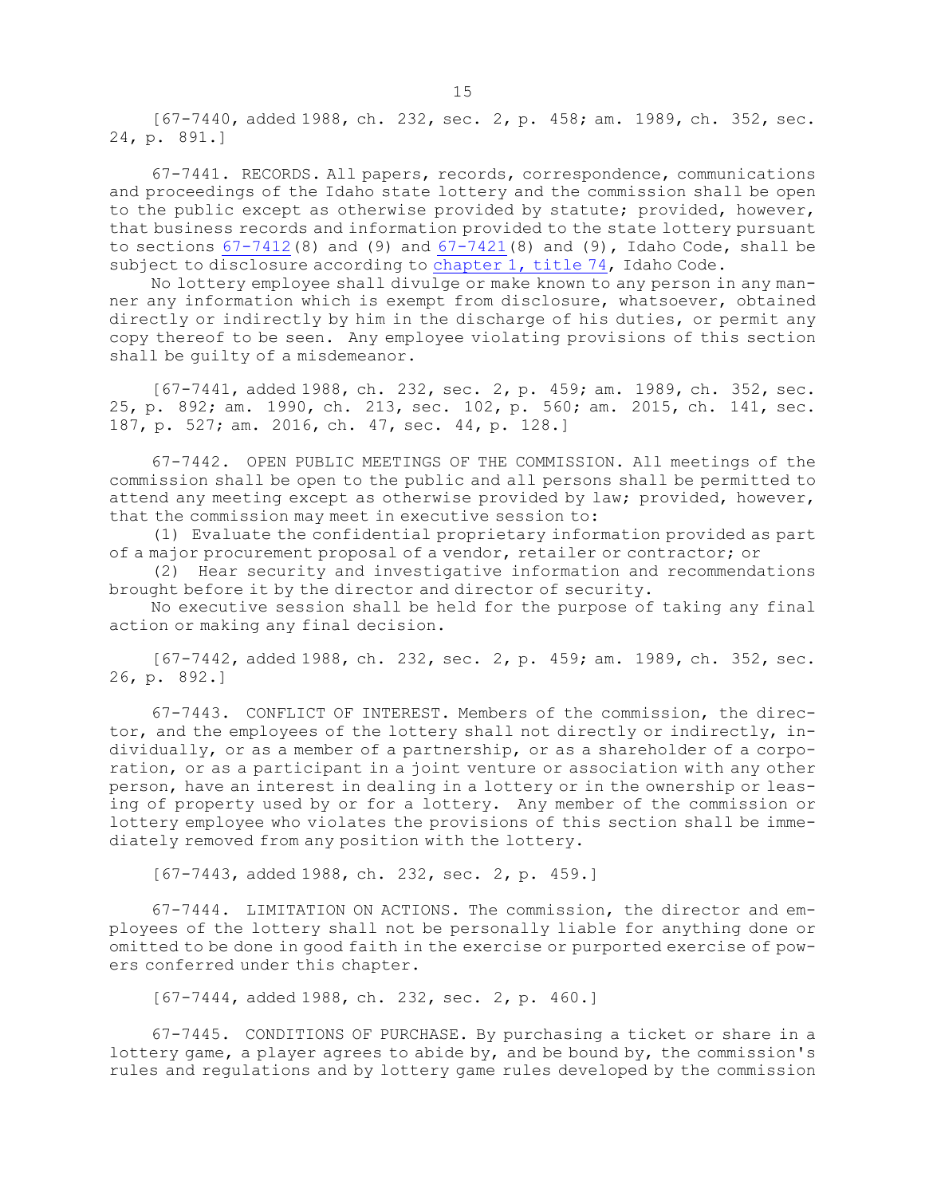[67-7440, added 1988, ch. 232, sec. 2, p. 458; am. 1989, ch. 352, sec. 24, p. 891.]

67-7441. RECORDS. All papers, records, correspondence, communications and proceedings of the Idaho state lottery and the commission shall be open to the public except as otherwise provided by statute; provided, however, that business records and information provided to the state lottery pursuant to sections 67-7412(8) and (9) and 67-7421(8) and (9), Idaho Code, shall be subject to disclosure according to chapter 1, title 74, Idaho Code.

No lottery employee shall divulge or make known to any person in any manner any information which is exempt from disclosure, whatsoever, obtained directly or indirectly by him in the discharge of his duties, or permit any copy thereof to be seen. Any employee violating provisions of this section shall be guilty of a misdemeanor.

[67-7441, added 1988, ch. 232, sec. 2, p. 459; am. 1989, ch. 352, sec. 25, p. 892; am. 1990, ch. 213, sec. 102, p. 560; am. 2015, ch. 141, sec. 187, p. 527; am. 2016, ch. 47, sec. 44, p. 128.]

67-7442. OPEN PUBLIC MEETINGS OF THE COMMISSION. All meetings of the commission shall be open to the public and all persons shall be permitted to attend any meeting except as otherwise provided by law; provided, however, that the commission may meet in executive session to:

(1) Evaluate the confidential proprietary information provided as part of a major procurement proposal of a vendor, retailer or contractor; or

(2) Hear security and investigative information and recommendations brought before it by the director and director of security.

No executive session shall be held for the purpose of taking any final action or making any final decision.

[67-7442, added 1988, ch. 232, sec. 2, p. 459; am. 1989, ch. 352, sec. 26, p. 892.]

67-7443. CONFLICT OF INTEREST. Members of the commission, the director, and the employees of the lottery shall not directly or indirectly, individually, or as a member of a partnership, or as a shareholder of a corporation, or as a participant in a joint venture or association with any other person, have an interest in dealing in a lottery or in the ownership or leasing of property used by or for a lottery. Any member of the commission or lottery employee who violates the provisions of this section shall be immediately removed from any position with the lottery.

[67-7443, added 1988, ch. 232, sec. 2, p. 459.]

67-7444. LIMITATION ON ACTIONS. The commission, the director and employees of the lottery shall not be personally liable for anything done or omitted to be done in good faith in the exercise or purported exercise of powers conferred under this chapter.

[67-7444, added 1988, ch. 232, sec. 2, p. 460.]

67-7445. CONDITIONS OF PURCHASE. By purchasing a ticket or share in a lottery game, a player agrees to abide by, and be bound by, the commission's rules and regulations and by lottery game rules developed by the commission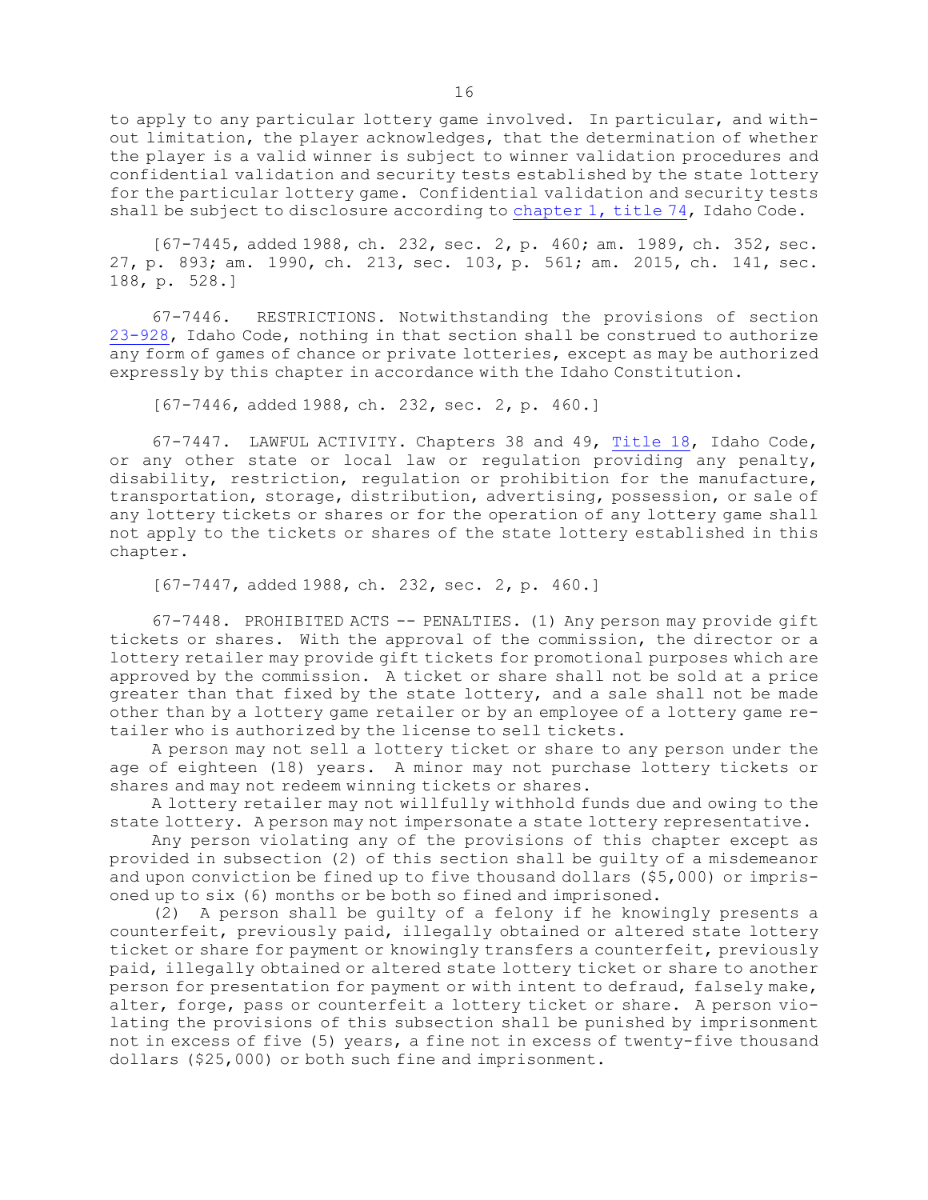to apply to any particular lottery game involved. In particular, and without limitation, the player acknowledges, that the determination of whether the player is a valid winner is subject to winner validation procedures and confidential validation and security tests established by the state lottery for the particular lottery game. Confidential validation and security tests shall be subject to disclosure according to chapter 1, title 74, Idaho Code.

[67-7445, added 1988, ch. 232, sec. 2, p. 460; am. 1989, ch. 352, sec. 27, p. 893; am. 1990, ch. 213, sec. 103, p. 561; am. 2015, ch. 141, sec. 188, p. 528.]

67-7446. RESTRICTIONS. Notwithstanding the provisions of section 23-928, Idaho Code, nothing in that section shall be construed to authorize any form of games of chance or private lotteries, except as may be authorized expressly by this chapter in accordance with the Idaho Constitution.

[67-7446, added 1988, ch. 232, sec. 2, p. 460.]

67-7447. LAWFUL ACTIVITY. Chapters 38 and 49, Title 18, Idaho Code, or any other state or local law or regulation providing any penalty, disability, restriction, regulation or prohibition for the manufacture, transportation, storage, distribution, advertising, possession, or sale of any lottery tickets or shares or for the operation of any lottery game shall not apply to the tickets or shares of the state lottery established in this chapter.

[67-7447, added 1988, ch. 232, sec. 2, p. 460.]

67-7448. PROHIBITED ACTS -- PENALTIES. (1) Any person may provide gift tickets or shares. With the approval of the commission, the director or a lottery retailer may provide gift tickets for promotional purposes which are approved by the commission. A ticket or share shall not be sold at a price greater than that fixed by the state lottery, and a sale shall not be made other than by a lottery game retailer or by an employee of a lottery game retailer who is authorized by the license to sell tickets.

A person may not sell a lottery ticket or share to any person under the age of eighteen (18) years. A minor may not purchase lottery tickets or shares and may not redeem winning tickets or shares.

A lottery retailer may not willfully withhold funds due and owing to the state lottery. A person may not impersonate a state lottery representative.

Any person violating any of the provisions of this chapter except as provided in subsection (2) of this section shall be guilty of a misdemeanor and upon conviction be fined up to five thousand dollars ($5,000) or imprisoned up to six (6) months or be both so fined and imprisoned.

(2) A person shall be guilty of a felony if he knowingly presents a counterfeit, previously paid, illegally obtained or altered state lottery ticket or share for payment or knowingly transfers a counterfeit, previously paid, illegally obtained or altered state lottery ticket or share to another person for presentation for payment or with intent to defraud, falsely make, alter, forge, pass or counterfeit a lottery ticket or share. A person violating the provisions of this subsection shall be punished by imprisonment not in excess of five (5) years, a fine not in excess of twenty-five thousand dollars ($25,000) or both such fine and imprisonment.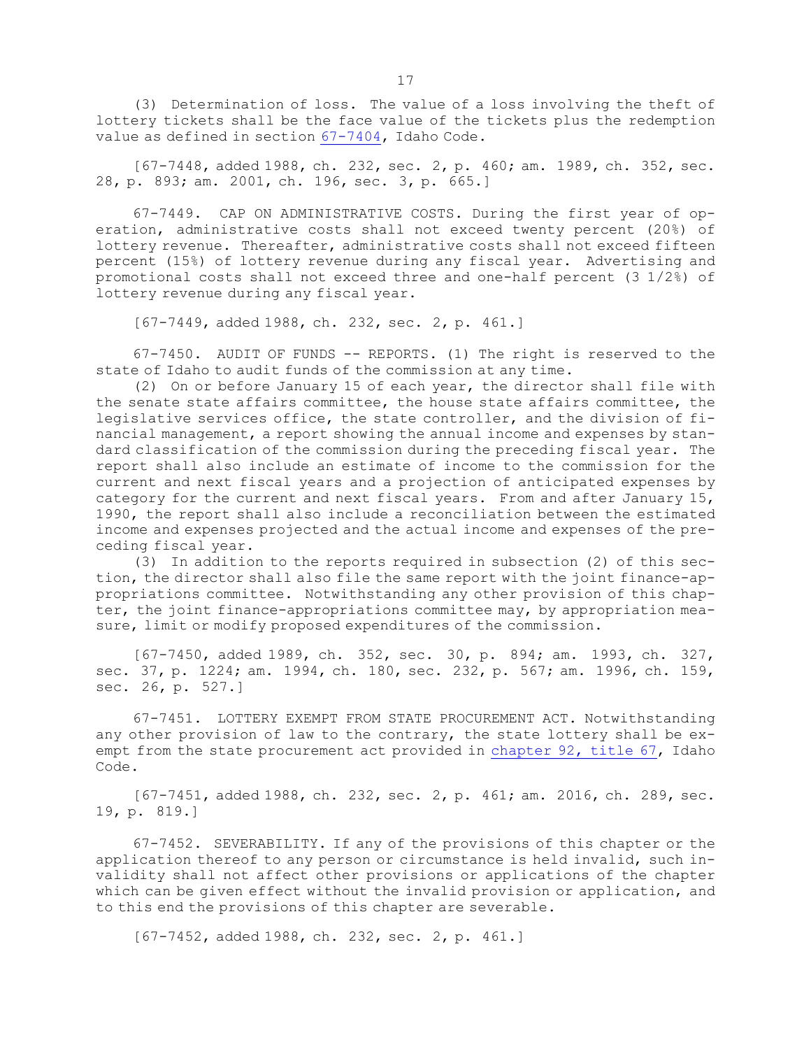(3) Determination of loss. The value of a loss involving the theft of lottery tickets shall be the face value of the tickets plus the redemption value as defined in section 67-7404, Idaho Code.

[67-7448, added 1988, ch. 232, sec. 2, p. 460; am. 1989, ch. 352, sec. 28, p. 893; am. 2001, ch. 196, sec. 3, p. 665.]

67-7449. CAP ON ADMINISTRATIVE COSTS. During the first year of operation, administrative costs shall not exceed twenty percent (20%) of lottery revenue. Thereafter, administrative costs shall not exceed fifteen percent (15%) of lottery revenue during any fiscal year. Advertising and promotional costs shall not exceed three and one-half percent (3 1/2%) of lottery revenue during any fiscal year.

[67-7449, added 1988, ch. 232, sec. 2, p. 461.]

67-7450. AUDIT OF FUNDS -- REPORTS. (1) The right is reserved to the state of Idaho to audit funds of the commission at any time.

(2) On or before January 15 of each year, the director shall file with the senate state affairs committee, the house state affairs committee, the legislative services office, the state controller, and the division of financial management, a report showing the annual income and expenses by standard classification of the commission during the preceding fiscal year. The report shall also include an estimate of income to the commission for the current and next fiscal years and a projection of anticipated expenses by category for the current and next fiscal years. From and after January 15, 1990, the report shall also include a reconciliation between the estimated income and expenses projected and the actual income and expenses of the preceding fiscal year.

(3) In addition to the reports required in subsection (2) of this section, the director shall also file the same report with the joint finance-appropriations committee. Notwithstanding any other provision of this chapter, the joint finance-appropriations committee may, by appropriation measure, limit or modify proposed expenditures of the commission.

[67-7450, added 1989, ch. 352, sec. 30, p. 894; am. 1993, ch. 327, sec. 37, p. 1224; am. 1994, ch. 180, sec. 232, p. 567; am. 1996, ch. 159, sec. 26, p. 527.]

67-7451. LOTTERY EXEMPT FROM STATE PROCUREMENT ACT. Notwithstanding any other provision of law to the contrary, the state lottery shall be exempt from the state procurement act provided in chapter 92, title 67, Idaho Code.

[67-7451, added 1988, ch. 232, sec. 2, p. 461; am. 2016, ch. 289, sec. 19, p. 819.]

67-7452. SEVERABILITY. If any of the provisions of this chapter or the application thereof to any person or circumstance is held invalid, such invalidity shall not affect other provisions or applications of the chapter which can be given effect without the invalid provision or application, and to this end the provisions of this chapter are severable.

[67-7452, added 1988, ch. 232, sec. 2, p. 461.]